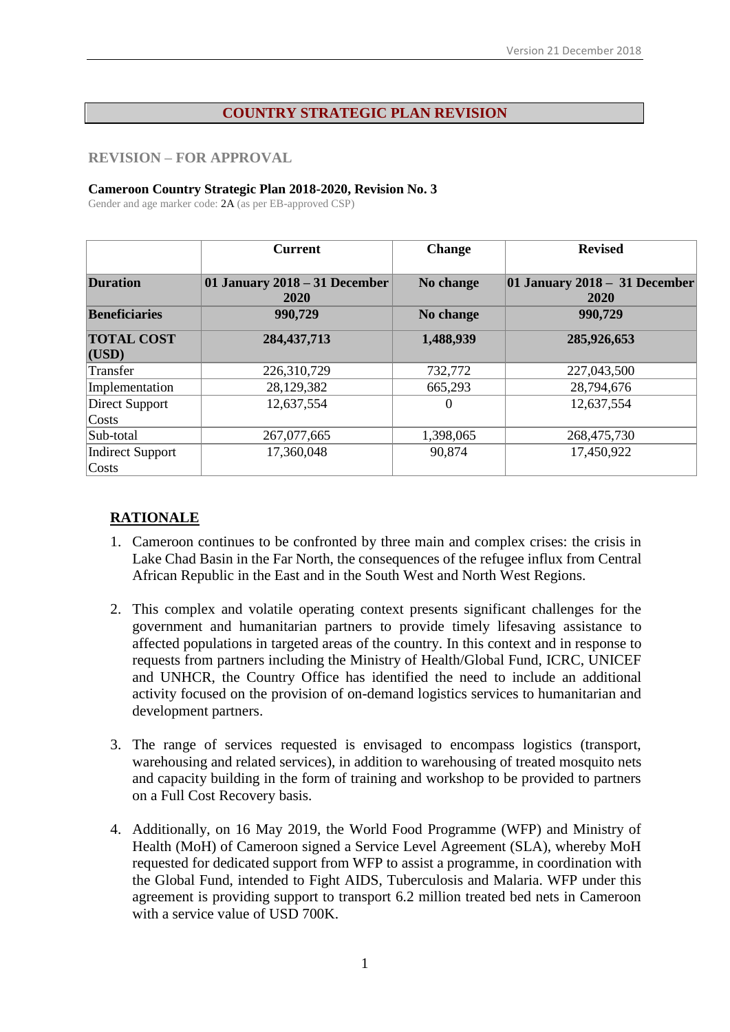# COUNTRY STRATEGIC PLAN REVISION

## REVISION – FOR APPROVAL

**Cameroon Country Strategic Plan 2018-2020, Revision No. 3**

Gender and age marker code: 2A (as per EB-approved CSP)

| | Current | Change | Revised |
|---|---|---|---|
| **Duration** | **01 January 2018 – 31 December 2020** | **No change** | **01 January 2018 – 31 December 2020** |
| **Beneficiaries** | **990,729** | **No change** | **990,729** |
| **TOTAL COST (USD)** | **284,437,713** | **1,488,939** | **285,926,653** |
| Transfer | 226,310,729 | 732,772 | 227,043,500 |
| Implementation | 28,129,382 | 665,293 | 28,794,676 |
| Direct Support Costs | 12,637,554 | 0 | 12,637,554 |
| Sub-total | 267,077,665 | 1,398,065 | 268,475,730 |
| Indirect Support Costs | 17,360,048 | 90,874 | 17,450,922 |

## RATIONALE

1. Cameroon continues to be confronted by three main and complex crises: the crisis in Lake Chad Basin in the Far North, the consequences of the refugee influx from Central African Republic in the East and in the South West and North West Regions.

2. This complex and volatile operating context presents significant challenges for the government and humanitarian partners to provide timely lifesaving assistance to affected populations in targeted areas of the country. In this context and in response to requests from partners including the Ministry of Health/Global Fund, ICRC, UNICEF and UNHCR, the Country Office has identified the need to include an additional activity focused on the provision of on-demand logistics services to humanitarian and development partners.

3. The range of services requested is envisaged to encompass logistics (transport, warehousing and related services), in addition to warehousing of treated mosquito nets and capacity building in the form of training and workshop to be provided to partners on a Full Cost Recovery basis.

4. Additionally, on 16 May 2019, the World Food Programme (WFP) and Ministry of Health (MoH) of Cameroon signed a Service Level Agreement (SLA), whereby MoH requested for dedicated support from WFP to assist a programme, in coordination with the Global Fund, intended to Fight AIDS, Tuberculosis and Malaria. WFP under this agreement is providing support to transport 6.2 million treated bed nets in Cameroon with a service value of USD 700K.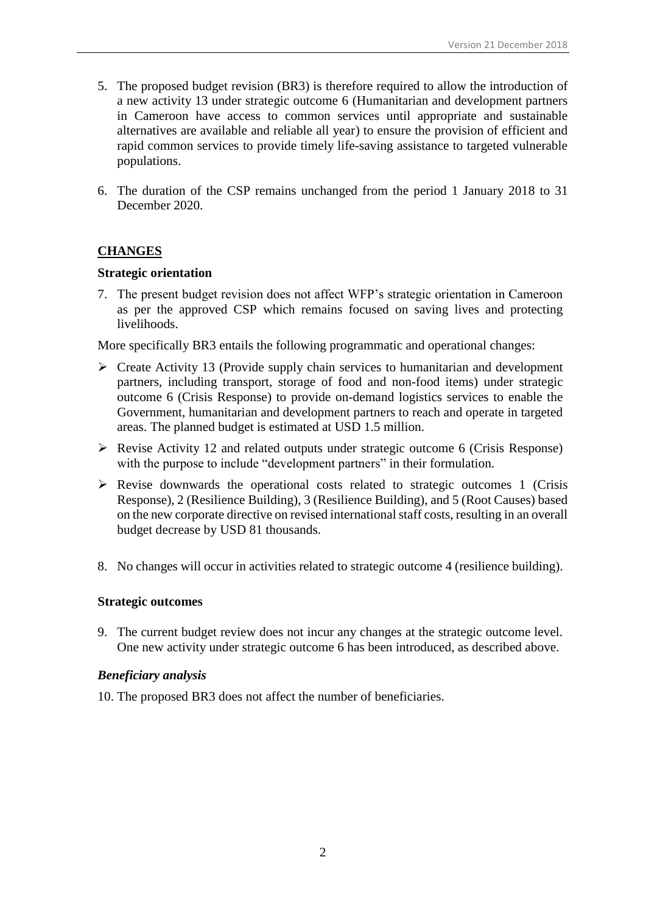5. The proposed budget revision (BR3) is therefore required to allow the introduction of a new activity 13 under strategic outcome 6 (Humanitarian and development partners in Cameroon have access to common services until appropriate and sustainable alternatives are available and reliable all year) to ensure the provision of efficient and rapid common services to provide timely life-saving assistance to targeted vulnerable populations.

6. The duration of the CSP remains unchanged from the period 1 January 2018 to 31 December 2020.

## **CHANGES**

### Strategic orientation

7. The present budget revision does not affect WFP's strategic orientation in Cameroon as per the approved CSP which remains focused on saving lives and protecting livelihoods.

More specifically BR3 entails the following programmatic and operational changes:

- Create Activity 13 (Provide supply chain services to humanitarian and development partners, including transport, storage of food and non-food items) under strategic outcome 6 (Crisis Response) to provide on-demand logistics services to enable the Government, humanitarian and development partners to reach and operate in targeted areas. The planned budget is estimated at USD 1.5 million.
- Revise Activity 12 and related outputs under strategic outcome 6 (Crisis Response) with the purpose to include "development partners" in their formulation.
- Revise downwards the operational costs related to strategic outcomes 1 (Crisis Response), 2 (Resilience Building), 3 (Resilience Building), and 5 (Root Causes) based on the new corporate directive on revised international staff costs, resulting in an overall budget decrease by USD 81 thousands.

8. No changes will occur in activities related to strategic outcome 4 (resilience building).

### Strategic outcomes

9. The current budget review does not incur any changes at the strategic outcome level. One new activity under strategic outcome 6 has been introduced, as described above.

### *Beneficiary analysis*

10. The proposed BR3 does not affect the number of beneficiaries.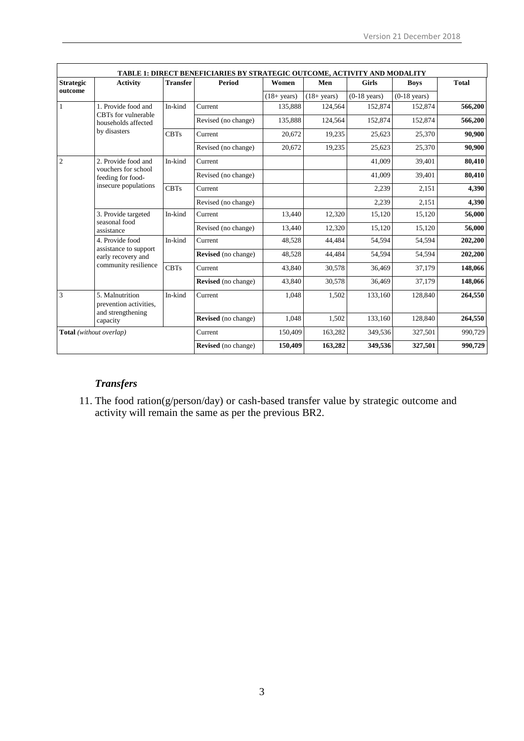| TABLE 1: DIRECT BENEFICIARIES BY STRATEGIC OUTCOME, ACTIVITY AND MODALITY | | | | | | | | |
|---|---|---|---|---|---|---|---|---|
| **Strategic outcome** | **Activity** | **Transfer** | **Period** | **Women** | **Men** | **Girls** | **Boys** | **Total** |
| | | | | (18+ years) | (18+ years) | (0-18 years) | (0-18 years) | |
| 1 | 1. Provide food and CBTs for vulnerable households affected by disasters | In-kind | Current | 135,888 | 124,564 | 152,874 | 152,874 | **566,200** |
| | | | Revised (no change) | 135,888 | 124,564 | 152,874 | 152,874 | **566,200** |
| | | CBTs | Current | 20,672 | 19,235 | 25,623 | 25,370 | **90,900** |
| | | | Revised (no change) | 20,672 | 19,235 | 25,623 | 25,370 | **90,900** |
| 2 | 2. Provide food and vouchers for school feeding for food-insecure populations | In-kind | Current | | | 41,009 | 39,401 | **80,410** |
| | | | Revised (no change) | | | 41,009 | 39,401 | **80,410** |
| | | CBTs | Current | | | 2,239 | 2,151 | **4,390** |
| | | | Revised (no change) | | | 2,239 | 2,151 | **4,390** |
| | 3. Provide targeted seasonal food assistance | In-kind | Current | 13,440 | 12,320 | 15,120 | 15,120 | **56,000** |
| | | | Revised (no change) | 13,440 | 12,320 | 15,120 | 15,120 | **56,000** |
| | 4. Provide food assistance to support early recovery and community resilience | In-kind | Current | 48,528 | 44,484 | 54,594 | 54,594 | **202,200** |
| | | | **Revised** (no change) | 48,528 | 44,484 | 54,594 | 54,594 | **202,200** |
| | | CBTs | Current | 43,840 | 30,578 | 36,469 | 37,179 | **148,066** |
| | | | **Revised** (no change) | 43,840 | 30,578 | 36,469 | 37,179 | **148,066** |
| 3 | 5. Malnutrition prevention activities, and strengthening capacity | In-kind | Current | 1,048 | 1,502 | 133,160 | 128,840 | **264,550** |
| | | | **Revised** (no change) | 1,048 | 1,502 | 133,160 | 128,840 | **264,550** |
| **Total** *(without overlap)* | | | Current | 150,409 | 163,282 | 349,536 | 327,501 | 990,729 |
| | | | **Revised** (no change) | **150,409** | **163,282** | **349,536** | **327,501** | **990,729** |

### *Transfers*

11. The food ration(g/person/day) or cash-based transfer value by strategic outcome and activity will remain the same as per the previous BR2.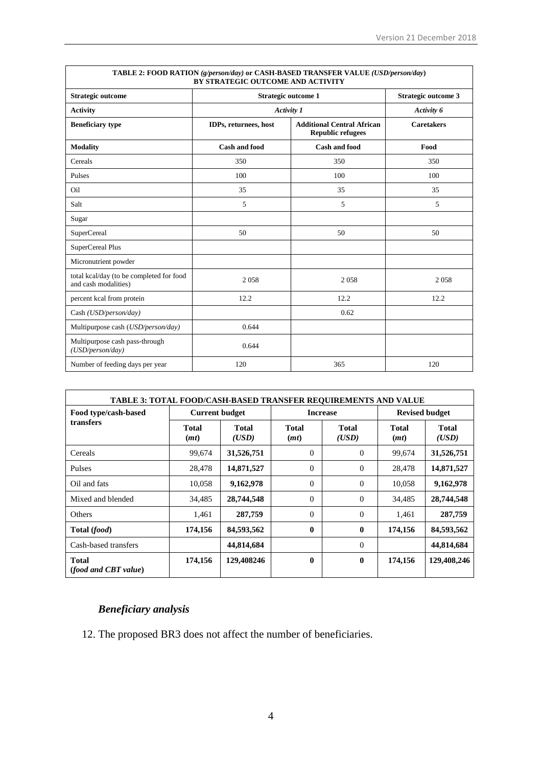| TABLE 2: FOOD RATION *(g/person/day)* or CASH-BASED TRANSFER VALUE *(USD/person/day)* BY STRATEGIC OUTCOME AND ACTIVITY | | | |
|---|---|---|---|
| **Strategic outcome** | **Strategic outcome 1** | | **Strategic outcome 3** |
| **Activity** | ***Activity 1*** | | ***Activity 6*** |
| **Beneficiary type** | **IDPs, returnees, host** | **Additional Central African Republic refugees** | **Caretakers** |
| **Modality** | **Cash and food** | **Cash and food** | **Food** |
| Cereals | 350 | 350 | 350 |
| Pulses | 100 | 100 | 100 |
| Oil | 35 | 35 | 35 |
| Salt | 5 | 5 | 5 |
| Sugar | | | |
| SuperCereal | 50 | 50 | 50 |
| SuperCereal Plus | | | |
| Micronutrient powder | | | |
| total kcal/day (to be completed for food and cash modalities) | 2 058 | 2 058 | 2 058 |
| percent kcal from protein | 12.2 | 12.2 | 12.2 |
| Cash *(USD/person/day)* | | 0.62 | |
| Multipurpose cash *(USD/person/day)* | 0.644 | | |
| Multipurpose cash pass-through *(USD/person/day)* | 0.644 | | |
| Number of feeding days per year | 120 | 365 | 120 |

| TABLE 3: TOTAL FOOD/CASH-BASED TRANSFER REQUIREMENTS AND VALUE | | | | | | |
|---|---|---|---|---|---|---|
| **Food type/cash-based transfers** | **Current budget** | | **Increase** | | **Revised budget** | |
| | **Total *(mt)*** | **Total *(USD)*** | **Total *(mt)*** | **Total *(USD)*** | **Total *(mt)*** | **Total *(USD)*** |
| Cereals | 99,674 | **31,526,751** | 0 | 0 | 99,674 | **31,526,751** |
| Pulses | 28,478 | **14,871,527** | 0 | 0 | 28,478 | **14,871,527** |
| Oil and fats | 10,058 | **9,162,978** | 0 | 0 | 10,058 | **9,162,978** |
| Mixed and blended | 34,485 | **28,744,548** | 0 | 0 | 34,485 | **28,744,548** |
| Others | 1,461 | **287,759** | 0 | 0 | 1,461 | **287,759** |
| **Total (*food*)** | **174,156** | **84,593,562** | **0** | **0** | **174,156** | **84,593,562** |
| Cash-based transfers | | **44,814,684** | | 0 | | **44,814,684** |
| **Total (*food and CBT value*)** | **174,156** | **129,408246** | **0** | **0** | **174,156** | **129,408,246** |

### *Beneficiary analysis*

12. The proposed BR3 does not affect the number of beneficiaries.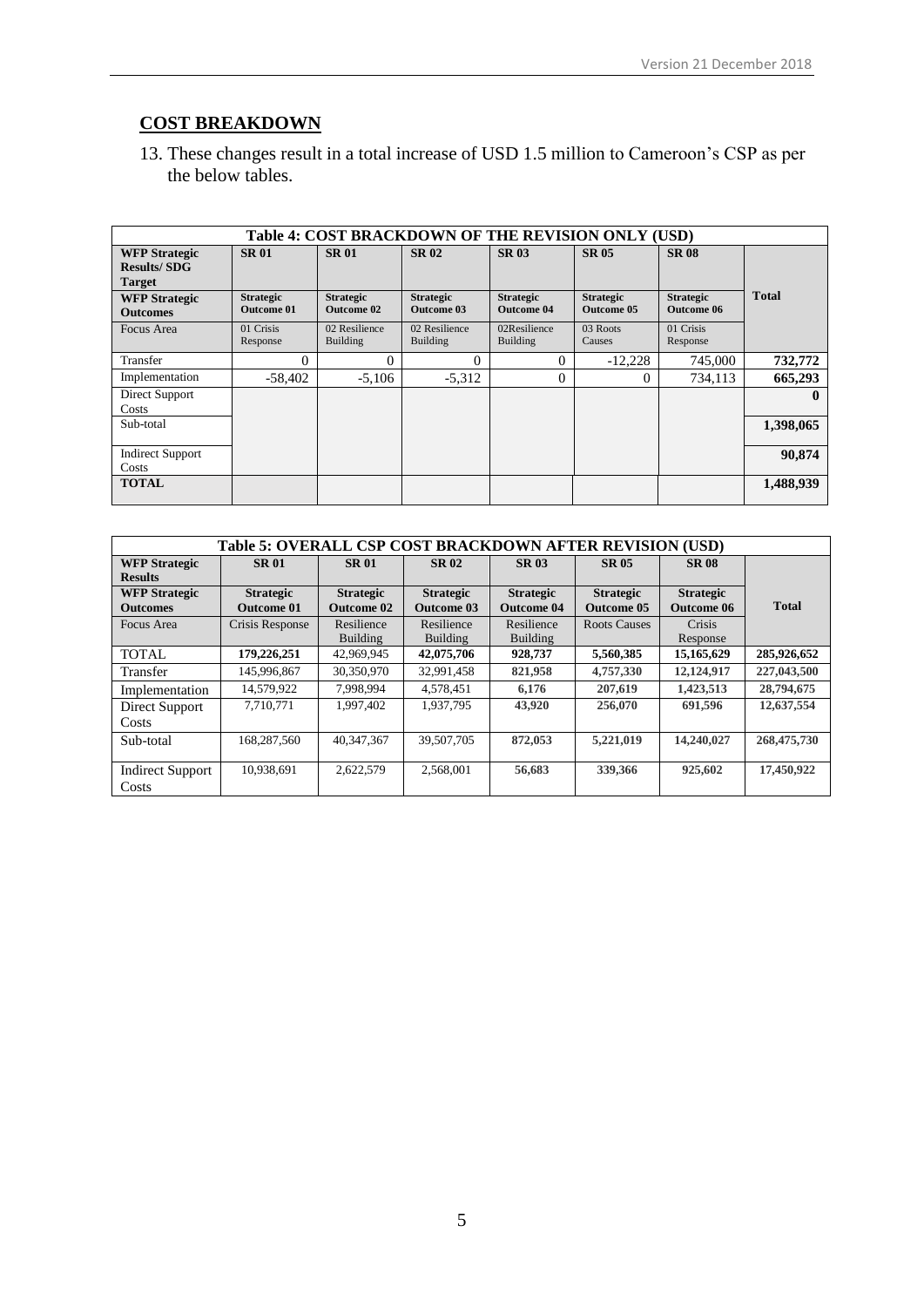## COST BREAKDOWN

13. These changes result in a total increase of USD 1.5 million to Cameroon's CSP as per the below tables.

| Table 4: COST BRACKDOWN OF THE REVISION ONLY (USD) | | | | | | | |
|---|---|---|---|---|---|---|---|
| **WFP Strategic Results/ SDG Target** | **SR 01** | **SR 01** | **SR 02** | **SR 03** | **SR 05** | **SR 08** | |
| **WFP Strategic Outcomes** | **Strategic Outcome 01** | **Strategic Outcome 02** | **Strategic Outcome 03** | **Strategic Outcome 04** | **Strategic Outcome 05** | **Strategic Outcome 06** | **Total** |
| Focus Area | 01 Crisis Response | 02 Resilience Building | 02 Resilience Building | 02Resilience Building | 03 Roots Causes | 01 Crisis Response | |
| Transfer | 0 | 0 | 0 | 0 | -12,228 | 745,000 | **732,772** |
| Implementation | -58,402 | -5,106 | -5,312 | 0 | 0 | 734,113 | **665,293** |
| Direct Support Costs | | | | | | | **0** |
| Sub-total | | | | | | | **1,398,065** |
| Indirect Support Costs | | | | | | | **90,874** |
| **TOTAL** | | | | | | | **1,488,939** |

| Table 5: OVERALL CSP COST BRACKDOWN AFTER REVISION (USD) | | | | | | | |
|---|---|---|---|---|---|---|---|
| **WFP Strategic Results** | **SR 01** | **SR 01** | **SR 02** | **SR 03** | **SR 05** | **SR 08** | |
| **WFP Strategic Outcomes** | **Strategic Outcome 01** | **Strategic Outcome 02** | **Strategic Outcome 03** | **Strategic Outcome 04** | **Strategic Outcome 05** | **Strategic Outcome 06** | **Total** |
| Focus Area | Crisis Response | Resilience Building | Resilience Building | Resilience Building | Roots Causes | Crisis Response | |
| TOTAL | **179,226,251** | 42,969,945 | **42,075,706** | **928,737** | **5,560,385** | **15,165,629** | **285,926,652** |
| Transfer | 145,996,867 | 30,350,970 | 32,991,458 | **821,958** | **4,757,330** | **12,124,917** | **227,043,500** |
| Implementation | 14,579,922 | 7,998,994 | 4,578,451 | **6,176** | **207,619** | **1,423,513** | **28,794,675** |
| Direct Support Costs | 7,710,771 | 1,997,402 | 1,937,795 | **43,920** | **256,070** | **691,596** | **12,637,554** |
| Sub-total | 168,287,560 | 40,347,367 | 39,507,705 | **872,053** | **5,221,019** | **14,240,027** | **268,475,730** |
| Indirect Support Costs | 10,938,691 | 2,622,579 | 2,568,001 | **56,683** | **339,366** | **925,602** | **17,450,922** |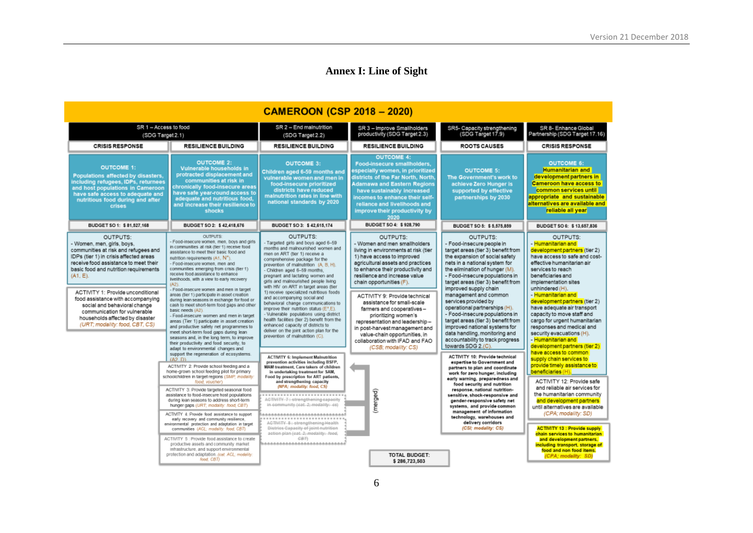# Annex I: Line of Sight

## CAMEROON (CSP 2018 – 2020)

| SR 1 – Access to food (SDG Target 2.1) | | SR 2 – End malnutrition (SDG Target 2.2) | SR 3 – Improve Smallholders productivity (SDG Target 2.3) | SR5- Capacity strengthening (SDG Target 17.9) | SR 8- Enhance Global Partnership (SDG Target 17.16) |
|---|---|---|---|---|---|
| **CRISIS RESPONSE** | **RESILIENCE BUILDING** | **RESILIENCE BUILDING** | **RESILIENCE BUILDING** | **ROOTS CAUSES** | **CRISIS RESPONSE** |
| **OUTCOME 1:** Populations affected by disasters, including refugees, IDPs, returnees and host populations in Cameroon have safe access to adequate and nutritious food during and after crises | **OUTCOME 2:** Vulnerable households in protracted displacement and communities at risk in chronically food-insecure areas have safe year-round access to adequate and nutritious food, and increase their resilience to shocks | **OUTCOME 3:** Children aged 6-59 months and vulnerable women and men in food-insecure prioritized districts have reduced malnutrition rates in line with national standards by 2020 | **OUTCOME 4:** Food-insecure smallholders, especially women, in prioritized districts of the Far North, North, Adamawa and Eastern Regions have sustainably increased incomes to enhance their self-reliance and livelihoods and improve their productivity by 2020 | **OUTCOME 5:** The Government's work to achieve Zero Hunger is supported by effective partnerships by 2030 | **OUTCOME 6:** Humanitarian and development partners in Cameroon have access to common services until appropriate and sustainable alternatives are available and reliable all year |
| BUDGET SO 1: $ 81,527,168 | BUDGET SO 2: $ 42,418,676 | BUDGET SO 3: $ 42,615,174 | BUDGET SO 4: $ 928,790 | BUDGET SO 5: $ 5,575,859 | BUDGET SO 6: $ 13,657,836 |
| OUTPUTS: - Women, men, girls, boys, communities at risk and refugees and IDPs (tier 1) in crisis affected areas receive food assistance to meet their basic food and nutrition requirements (A1, E). | OUTPUTS: - Food-insecure women, men, boys and girls in communities at risk (tier 1) receive food assistance to meet their basic food and nutrition requirements (A1, N\*). - Food-insecure women, men and communities emerging from crisis (tier 1) receive food assistance to enhance livelihoods, with a view to early recovery (A2). - Food-insecure women and men in target areas (tier 1) participate in asset creation during lean seasons in exchange for food or cash to meet short-term food gaps and other basic needs (A2). - Food-insecure women and men in target areas (Tier 1) participate in asset creation and productive safety net programmes to meet short-term food gaps during lean seasons and, in the long term, to improve their productivity and food security, to adapt to environmental changes and support the regeneration of ecosystems. (A2, D) | OUTPUTS: - Targeted girls and boys aged 6–59 months and malnourished women and men on ART (tier 1) receive a comprehensive package for the prevention of malnutrition (A, B, H). - Children aged 6–59 months, pregnant and lactating women and girls and malnourished people living with HIV on ART in target areas (tier 1) receive specialized nutritious foods and accompanying social and behavioral change communications to improve their nutrition status (E\*,E). - Vulnerable populations using district health facilities (tier 2) benefit from the enhanced capacity of districts to deliver on the joint action plan for the prevention of malnutrition (C). | OUTPUTS: - Women and men smallholders living in environments at risk (tier 1) have access to improved agricultural assets and practices to enhance their productivity and resilience and increase value chain opportunities (F). | OUTPUTS: - Food-insecure people in target areas (tier 3) benefit from the expansion of social safety nets in a national system for the elimination of hunger (M). - Food-insecure populations in target areas (tier 3) benefit from improved supply chain management and common services provided by operational partnerships (H). - Food-insecure populations in target areas (tier 3) benefit from improved national systems for data handling, monitoring and accountability to track progress towards SDG 2 (C). | OUTPUTS: - Humanitarian and development partners (tier 2) have access to safe and cost-effective humanitarian air services to reach beneficiaries and implementation sites unhindered (H). - Humanitarian and development partners (tier 2) have adequate air transport capacity to move staff and cargo for urgent humanitarian responses and medical and security evacuations (H). - Humanitarian and development partners (tier 2) have access to common supply chain services to provide timely assistance to beneficiaries (H). |
| ACTIVITY 1: Provide unconditional food assistance with accompanying social and behavioral change communication for vulnerable households affected by disaster (URT; modality: food, CBT, CS) | ACTIVITY 2: Provide school feeding and a home-grown school feeding pilot for primary schoolchildren in target regions (SMP; modality: food, voucher) | ACTIVITY 6: Implement Malnutrition prevention activities including BSFP, MAM treatment, Care takers of children in undertaking treatment for SAM, Food by prescription for ART patients, and strengthening capacity (NPA; modality: food, CS) | ACTIVITY 9: Provide technical assistance for small-scale farmers and cooperatives – prioritizing women's representation and leadership – in post-harvest management and value-chain opportunities, in collaboration with IFAD and FAO (CSB; modality: CS) | ACTIVITY 10: Provide technical expertise to Government and partners to plan and coordinate work for zero hunger, including early warning, preparedness and food security and nutrition response, national nutrition-sensitive, shock-responsive and gender-responsive safety net systems, and provide common management of information technology, warehouses and delivery corridors (CSI; modality: CS) | ACTIVITY 12: Provide safe and reliable air services for the humanitarian community and development partners until alternatives are available (CPA; modality: SD) |
| | ACTIVITY 3: Provide targeted seasonal food assistance to food-insecure host populations during lean seasons to address short-term hunger gaps (URT; modality: food, CBT) | ~~ACTIVITY 7: strengthening capacity in community (cat. 2; modality: cs)~~ (merged) | | | ACTIVITY 13: Provide supply chain services to humanitarian and development partners, including transport, storage of food and non food items. (CPA; modality: SD) |
| | ACTIVITY 4: Provide food assistance to support early recovery and community resilience, environmental protection and adaptation in target communities (ACL; modality: food, CBT) | ~~ACTIVITY 8: strengthening Health Districs Capacity of joint nutrition action plan (cat. 3; modality: food, CBT)~~ (merged) | | | |
| | ACTIVITY 5: Provide food assistance to create productive assets and community market infrastructure, and support environmental protection and adaptation. (cat. ACL; modality: food, CBT) | | | | |

**TOTAL BUDGET: $ 286,723,503**